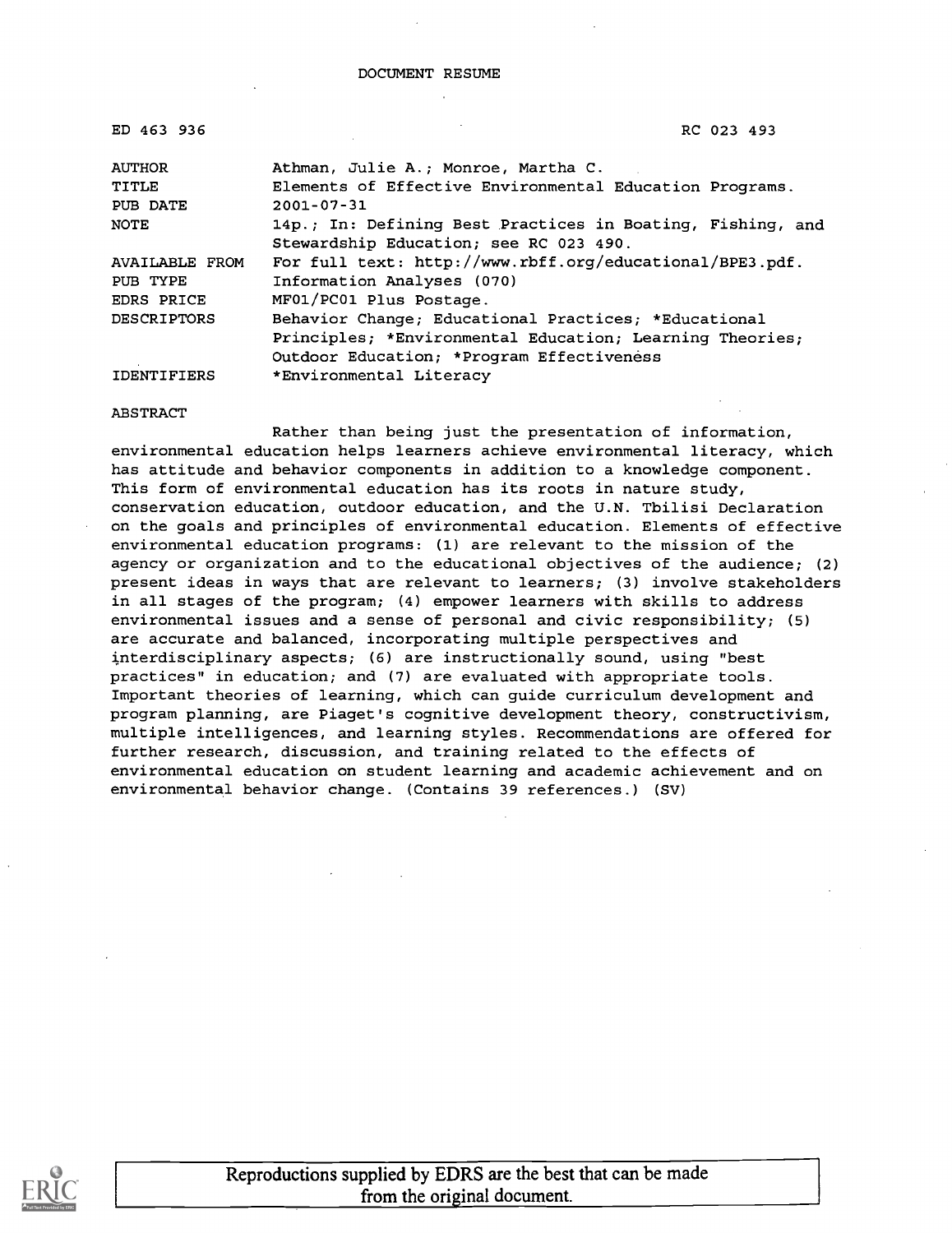# DOCUMENT RESUME

ED 463 936 RC 023 493

| | |
|---|---|
| AUTHOR | Athman, Julie A.; Monroe, Martha C. |
| TITLE | Elements of Effective Environmental Education Programs. |
| PUB DATE | 2001-07-31 |
| NOTE | 14p.; In: Defining Best Practices in Boating, Fishing, and Stewardship Education; see RC 023 490. |
| AVAILABLE FROM | For full text: http://www.rbff.org/educational/BPE3.pdf. |
| PUB TYPE | Information Analyses (070) |
| EDRS PRICE | MF01/PC01 Plus Postage. |
| DESCRIPTORS | Behavior Change; Educational Practices; *Educational Principles; *Environmental Education; Learning Theories; Outdoor Education; *Program Effectiveness |
| IDENTIFIERS | *Environmental Literacy |

## ABSTRACT

Rather than being just the presentation of information, environmental education helps learners achieve environmental literacy, which has attitude and behavior components in addition to a knowledge component. This form of environmental education has its roots in nature study, conservation education, outdoor education, and the U.N. Tbilisi Declaration on the goals and principles of environmental education. Elements of effective environmental education programs: (1) are relevant to the mission of the agency or organization and to the educational objectives of the audience; (2) present ideas in ways that are relevant to learners; (3) involve stakeholders in all stages of the program; (4) empower learners with skills to address environmental issues and a sense of personal and civic responsibility; (5) are accurate and balanced, incorporating multiple perspectives and interdisciplinary aspects; (6) are instructionally sound, using "best practices" in education; and (7) are evaluated with appropriate tools. Important theories of learning, which can guide curriculum development and program planning, are Piaget's cognitive development theory, constructivism, multiple intelligences, and learning styles. Recommendations are offered for further research, discussion, and training related to the effects of environmental education on student learning and academic achievement and on environmental behavior change. (Contains 39 references.) (SV)

Reproductions supplied by EDRS are the best that can be made from the original document.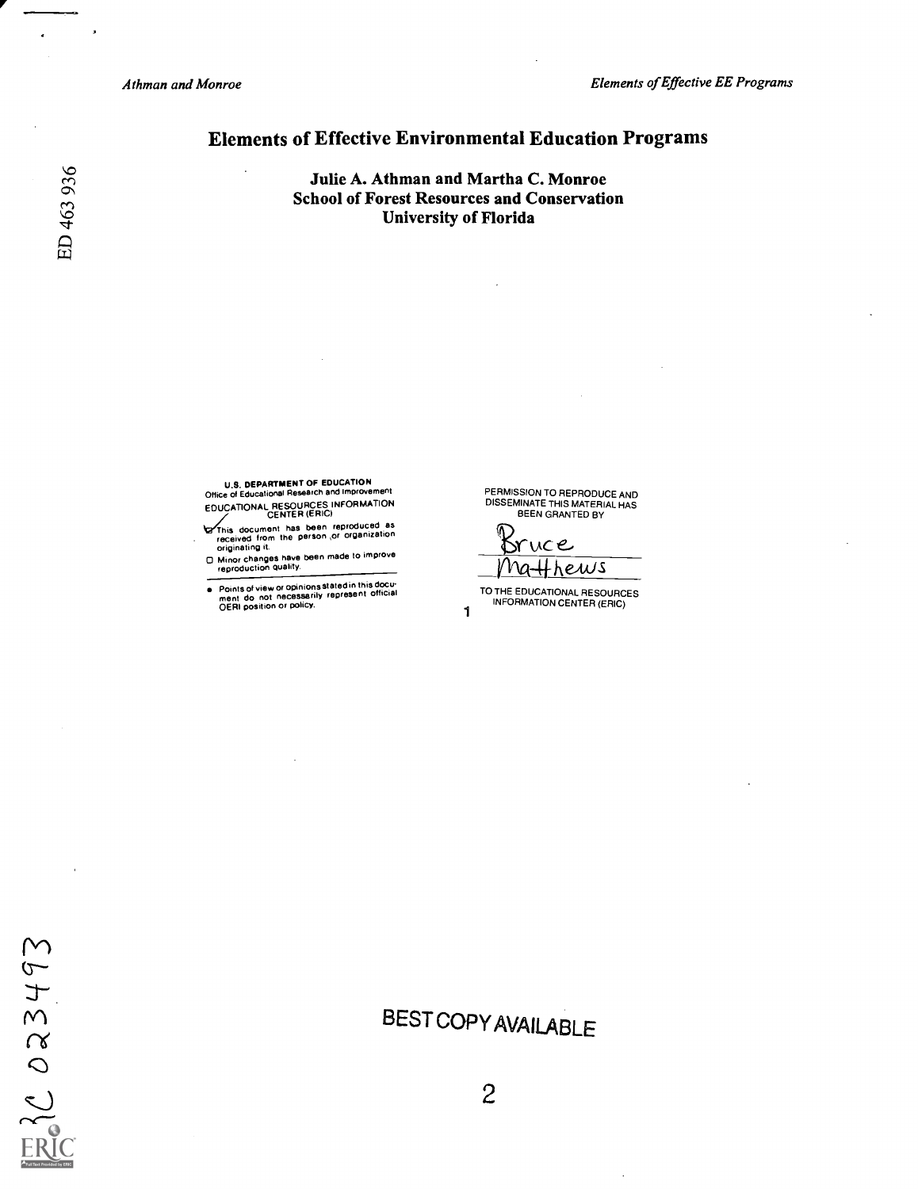# Elements of Effective Environmental Education Programs

**Julie A. Athman and Martha C. Monroe**
**School of Forest Resources and Conservation**
**University of Florida**

ED 463 936

U.S. DEPARTMENT OF EDUCATION
Office of Educational Research and Improvement
EDUCATIONAL RESOURCES INFORMATION CENTER (ERIC)

- This document has been reproduced as received from the person or organization originating it.
- Minor changes have been made to improve reproduction quality.
- Points of view or opinions stated in this document do not necessarily represent official OERI position or policy.

PERMISSION TO REPRODUCE AND DISSEMINATE THIS MATERIAL HAS BEEN GRANTED BY

Bruce Matthews

TO THE EDUCATIONAL RESOURCES INFORMATION CENTER (ERIC)

1

RC 023493

BEST COPY AVAILABLE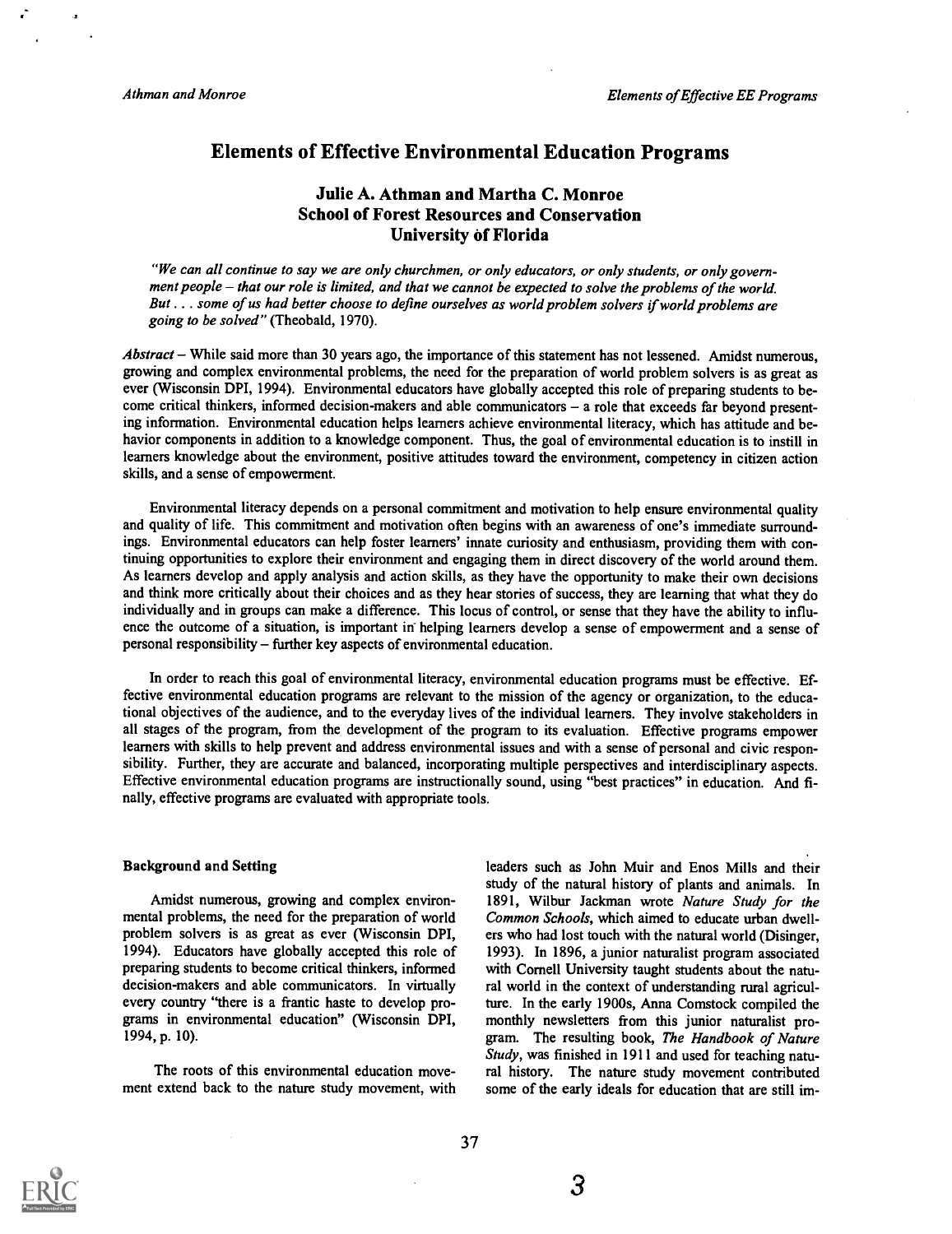# Elements of Effective Environmental Education Programs

### Julie A. Athman and Martha C. Monroe
### School of Forest Resources and Conservation
### University of Florida

*"We can all continue to say we are only churchmen, or only educators, or only students, or only government people – that our role is limited, and that we cannot be expected to solve the problems of the world. But . . . some of us had better choose to define ourselves as world problem solvers if world problems are going to be solved"* (Theobald, 1970).

*Abstract* – While said more than 30 years ago, the importance of this statement has not lessened. Amidst numerous, growing and complex environmental problems, the need for the preparation of world problem solvers is as great as ever (Wisconsin DPI, 1994). Environmental educators have globally accepted this role of preparing students to become critical thinkers, informed decision-makers and able communicators – a role that exceeds far beyond presenting information. Environmental education helps learners achieve environmental literacy, which has attitude and behavior components in addition to a knowledge component. Thus, the goal of environmental education is to instill in learners knowledge about the environment, positive attitudes toward the environment, competency in citizen action skills, and a sense of empowerment.

Environmental literacy depends on a personal commitment and motivation to help ensure environmental quality and quality of life. This commitment and motivation often begins with an awareness of one's immediate surroundings. Environmental educators can help foster learners' innate curiosity and enthusiasm, providing them with continuing opportunities to explore their environment and engaging them in direct discovery of the world around them. As learners develop and apply analysis and action skills, as they have the opportunity to make their own decisions and think more critically about their choices and as they hear stories of success, they are learning that what they do individually and in groups can make a difference. This locus of control, or sense that they have the ability to influence the outcome of a situation, is important in helping learners develop a sense of empowerment and a sense of personal responsibility – further key aspects of environmental education.

In order to reach this goal of environmental literacy, environmental education programs must be effective. Effective environmental education programs are relevant to the mission of the agency or organization, to the educational objectives of the audience, and to the everyday lives of the individual learners. They involve stakeholders in all stages of the program, from the development of the program to its evaluation. Effective programs empower learners with skills to help prevent and address environmental issues and with a sense of personal and civic responsibility. Further, they are accurate and balanced, incorporating multiple perspectives and interdisciplinary aspects. Effective environmental education programs are instructionally sound, using "best practices" in education. And finally, effective programs are evaluated with appropriate tools.

**Background and Setting**

Amidst numerous, growing and complex environmental problems, the need for the preparation of world problem solvers is as great as ever (Wisconsin DPI, 1994). Educators have globally accepted this role of preparing students to become critical thinkers, informed decision-makers and able communicators. In virtually every country "there is a frantic haste to develop programs in environmental education" (Wisconsin DPI, 1994, p. 10).

The roots of this environmental education movement extend back to the nature study movement, with leaders such as John Muir and Enos Mills and their study of the natural history of plants and animals. In 1891, Wilbur Jackman wrote *Nature Study for the Common Schools*, which aimed to educate urban dwellers who had lost touch with the natural world (Disinger, 1993). In 1896, a junior naturalist program associated with Cornell University taught students about the natural world in the context of understanding rural agriculture. In the early 1900s, Anna Comstock compiled the monthly newsletters from this junior naturalist program. The resulting book, *The Handbook of Nature Study*, was finished in 1911 and used for teaching natural history. The nature study movement contributed some of the early ideals for education that are still im-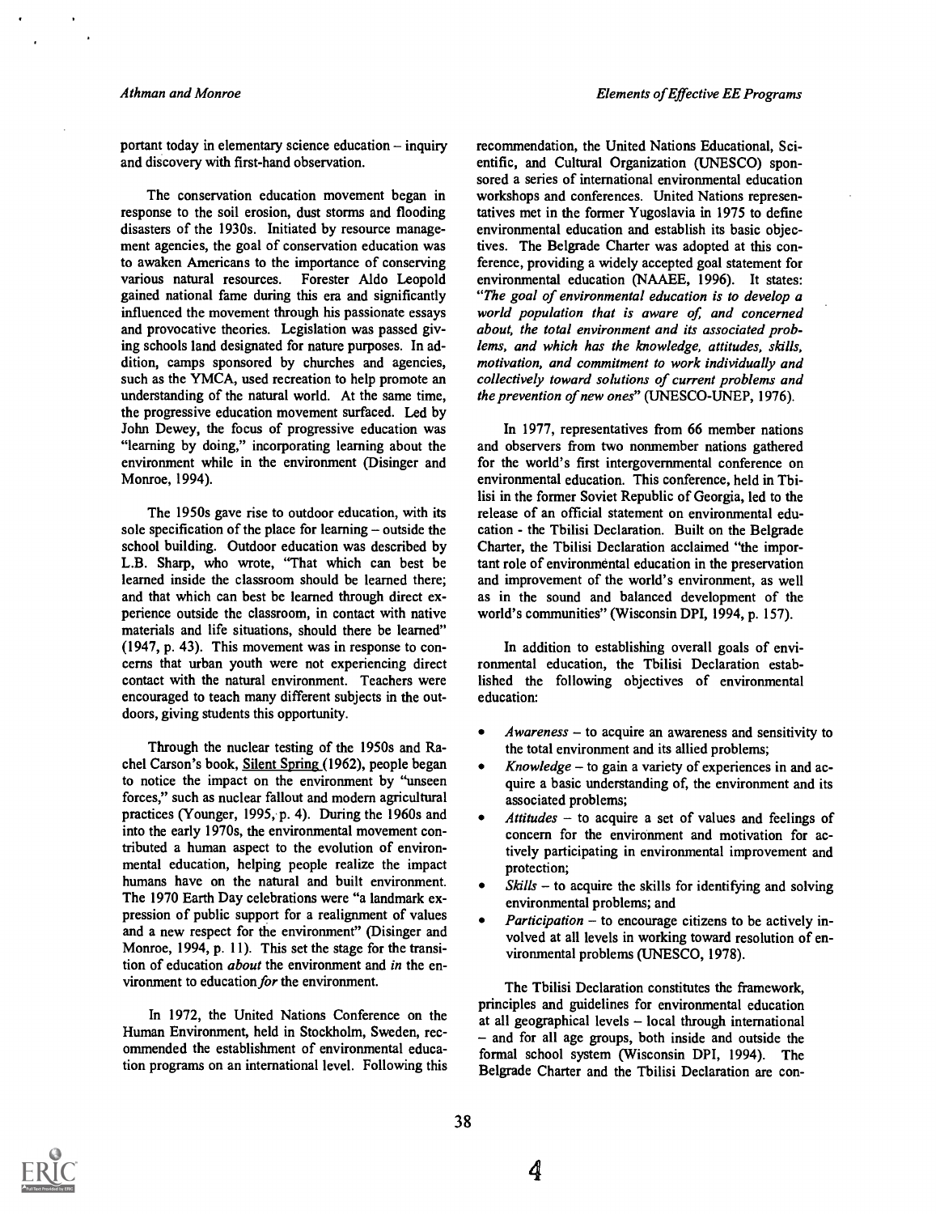portant today in elementary science education – inquiry and discovery with first-hand observation.

The conservation education movement began in response to the soil erosion, dust storms and flooding disasters of the 1930s. Initiated by resource management agencies, the goal of conservation education was to awaken Americans to the importance of conserving various natural resources. Forester Aldo Leopold gained national fame during this era and significantly influenced the movement through his passionate essays and provocative theories. Legislation was passed giving schools land designated for nature purposes. In addition, camps sponsored by churches and agencies, such as the YMCA, used recreation to help promote an understanding of the natural world. At the same time, the progressive education movement surfaced. Led by John Dewey, the focus of progressive education was "learning by doing," incorporating learning about the environment while in the environment (Disinger and Monroe, 1994).

The 1950s gave rise to outdoor education, with its sole specification of the place for learning – outside the school building. Outdoor education was described by L.B. Sharp, who wrote, "That which can best be learned inside the classroom should be learned there; and that which can best be learned through direct experience outside the classroom, in contact with native materials and life situations, should there be learned" (1947, p. 43). This movement was in response to concerns that urban youth were not experiencing direct contact with the natural environment. Teachers were encouraged to teach many different subjects in the outdoors, giving students this opportunity.

Through the nuclear testing of the 1950s and Rachel Carson's book, Silent Spring (1962), people began to notice the impact on the environment by "unseen forces," such as nuclear fallout and modern agricultural practices (Younger, 1995, p. 4). During the 1960s and into the early 1970s, the environmental movement contributed a human aspect to the evolution of environmental education, helping people realize the impact humans have on the natural and built environment. The 1970 Earth Day celebrations were "a landmark expression of public support for a realignment of values and a new respect for the environment" (Disinger and Monroe, 1994, p. 11). This set the stage for the transition of education *about* the environment and *in* the environment to education *for* the environment.

In 1972, the United Nations Conference on the Human Environment, held in Stockholm, Sweden, recommended the establishment of environmental education programs on an international level. Following this recommendation, the United Nations Educational, Scientific, and Cultural Organization (UNESCO) sponsored a series of international environmental education workshops and conferences. United Nations representatives met in the former Yugoslavia in 1975 to define environmental education and establish its basic objectives. The Belgrade Charter was adopted at this conference, providing a widely accepted goal statement for environmental education (NAAEE, 1996). It states: "*The goal of environmental education is to develop a world population that is aware of, and concerned about, the total environment and its associated problems, and which has the knowledge, attitudes, skills, motivation, and commitment to work individually and collectively toward solutions of current problems and the prevention of new ones*" (UNESCO-UNEP, 1976).

In 1977, representatives from 66 member nations and observers from two nonmember nations gathered for the world's first intergovernmental conference on environmental education. This conference, held in Tbilisi in the former Soviet Republic of Georgia, led to the release of an official statement on environmental education - the Tbilisi Declaration. Built on the Belgrade Charter, the Tbilisi Declaration acclaimed "the important role of environmental education in the preservation and improvement of the world's environment, as well as in the sound and balanced development of the world's communities" (Wisconsin DPI, 1994, p. 157).

In addition to establishing overall goals of environmental education, the Tbilisi Declaration established the following objectives of environmental education:

- *Awareness* – to acquire an awareness and sensitivity to the total environment and its allied problems;
- *Knowledge* – to gain a variety of experiences in and acquire a basic understanding of, the environment and its associated problems;
- *Attitudes* – to acquire a set of values and feelings of concern for the environment and motivation for actively participating in environmental improvement and protection;
- *Skills* – to acquire the skills for identifying and solving environmental problems; and
- *Participation* – to encourage citizens to be actively involved at all levels in working toward resolution of environmental problems (UNESCO, 1978).

The Tbilisi Declaration constitutes the framework, principles and guidelines for environmental education at all geographical levels – local through international – and for all age groups, both inside and outside the formal school system (Wisconsin DPI, 1994). The Belgrade Charter and the Tbilisi Declaration are con-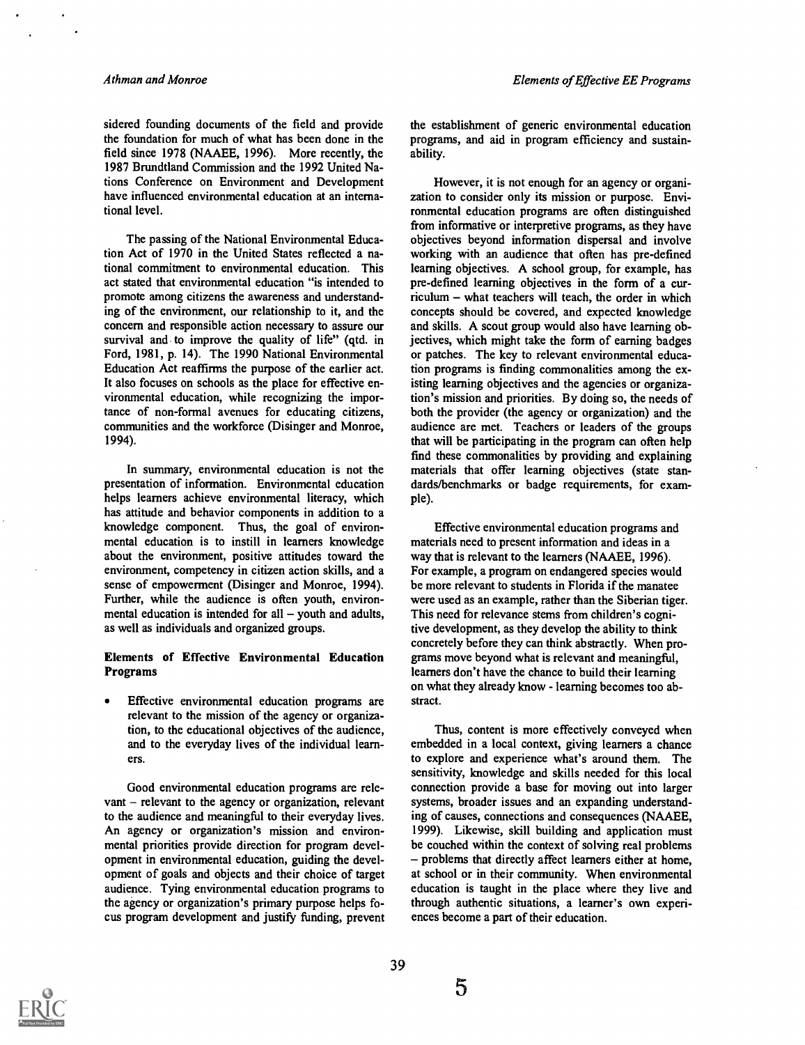sidered founding documents of the field and provide the foundation for much of what has been done in the field since 1978 (NAAEE, 1996). More recently, the 1987 Brundtland Commission and the 1992 United Nations Conference on Environment and Development have influenced environmental education at an international level.

The passing of the National Environmental Education Act of 1970 in the United States reflected a national commitment to environmental education. This act stated that environmental education "is intended to promote among citizens the awareness and understanding of the environment, our relationship to it, and the concern and responsible action necessary to assure our survival and to improve the quality of life" (qtd. in Ford, 1981, p. 14). The 1990 National Environmental Education Act reaffirms the purpose of the earlier act. It also focuses on schools as the place for effective environmental education, while recognizing the importance of non-formal avenues for educating citizens, communities and the workforce (Disinger and Monroe, 1994).

In summary, environmental education is not the presentation of information. Environmental education helps learners achieve environmental literacy, which has attitude and behavior components in addition to a knowledge component. Thus, the goal of environmental education is to instill in learners knowledge about the environment, positive attitudes toward the environment, competency in citizen action skills, and a sense of empowerment (Disinger and Monroe, 1994). Further, while the audience is often youth, environmental education is intended for all – youth and adults, as well as individuals and organized groups.

### Elements of Effective Environmental Education Programs

- Effective environmental education programs are relevant to the mission of the agency or organization, to the educational objectives of the audience, and to the everyday lives of the individual learners.

Good environmental education programs are relevant – relevant to the agency or organization, relevant to the audience and meaningful to their everyday lives. An agency or organization's mission and environmental priorities provide direction for program development in environmental education, guiding the development of goals and objects and their choice of target audience. Tying environmental education programs to the agency or organization's primary purpose helps focus program development and justify funding, prevent the establishment of generic environmental education programs, and aid in program efficiency and sustainability.

However, it is not enough for an agency or organization to consider only its mission or purpose. Environmental education programs are often distinguished from informative or interpretive programs, as they have objectives beyond information dispersal and involve working with an audience that often has pre-defined learning objectives. A school group, for example, has pre-defined learning objectives in the form of a curriculum – what teachers will teach, the order in which concepts should be covered, and expected knowledge and skills. A scout group would also have learning objectives, which might take the form of earning badges or patches. The key to relevant environmental education programs is finding commonalities among the existing learning objectives and the agencies or organization's mission and priorities. By doing so, the needs of both the provider (the agency or organization) and the audience are met. Teachers or leaders of the groups that will be participating in the program can often help find these commonalities by providing and explaining materials that offer learning objectives (state standards/benchmarks or badge requirements, for example).

Effective environmental education programs and materials need to present information and ideas in a way that is relevant to the learners (NAAEE, 1996). For example, a program on endangered species would be more relevant to students in Florida if the manatee were used as an example, rather than the Siberian tiger. This need for relevance stems from children's cognitive development, as they develop the ability to think concretely before they can think abstractly. When programs move beyond what is relevant and meaningful, learners don't have the chance to build their learning on what they already know - learning becomes too abstract.

Thus, content is more effectively conveyed when embedded in a local context, giving learners a chance to explore and experience what's around them. The sensitivity, knowledge and skills needed for this local connection provide a base for moving out into larger systems, broader issues and an expanding understanding of causes, connections and consequences (NAAEE, 1999). Likewise, skill building and application must be couched within the context of solving real problems – problems that directly affect learners either at home, at school or in their community. When environmental education is taught in the place where they live and through authentic situations, a learner's own experiences become a part of their education.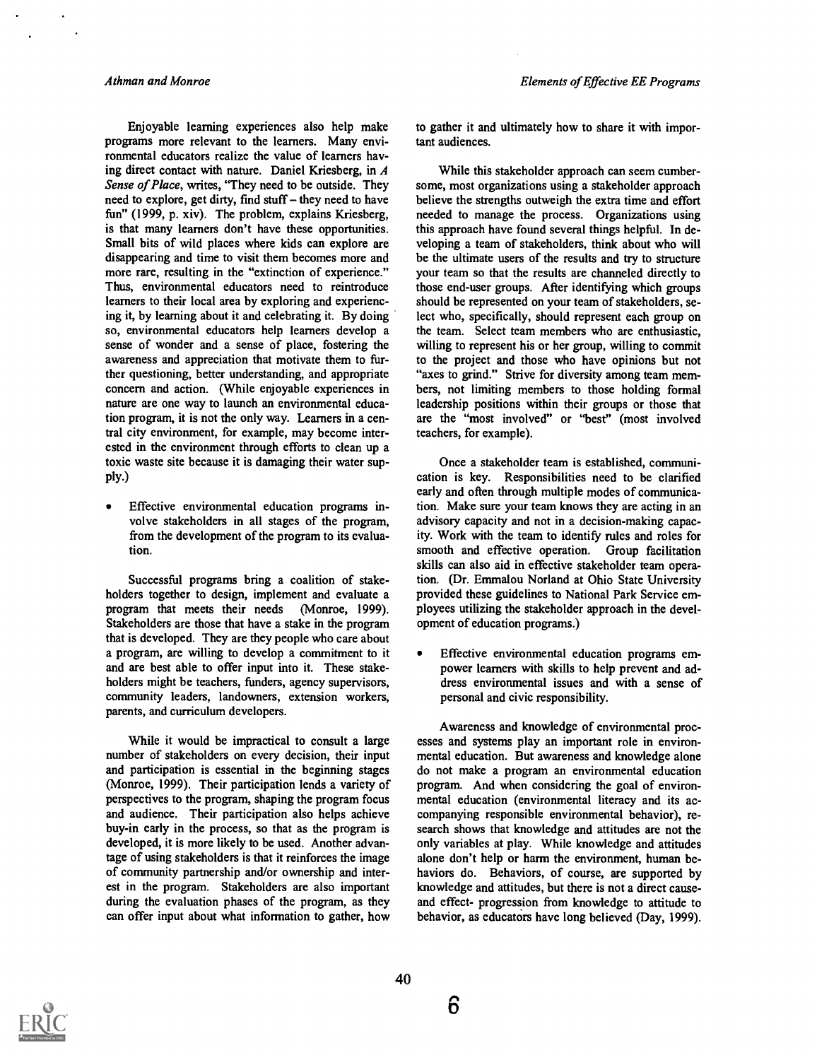Enjoyable learning experiences also help make programs more relevant to the learners. Many environmental educators realize the value of learners having direct contact with nature. Daniel Kriesberg, in *A Sense of Place*, writes, "They need to be outside. They need to explore, get dirty, find stuff – they need to have fun" (1999, p. xiv). The problem, explains Kriesberg, is that many learners don't have these opportunities. Small bits of wild places where kids can explore are disappearing and time to visit them becomes more and more rare, resulting in the "extinction of experience." Thus, environmental educators need to reintroduce learners to their local area by exploring and experiencing it, by learning about it and celebrating it. By doing so, environmental educators help learners develop a sense of wonder and a sense of place, fostering the awareness and appreciation that motivate them to further questioning, better understanding, and appropriate concern and action. (While enjoyable experiences in nature are one way to launch an environmental education program, it is not the only way. Learners in a central city environment, for example, may become interested in the environment through efforts to clean up a toxic waste site because it is damaging their water supply.)

- Effective environmental education programs involve stakeholders in all stages of the program, from the development of the program to its evaluation.

Successful programs bring a coalition of stakeholders together to design, implement and evaluate a program that meets their needs (Monroe, 1999). Stakeholders are those that have a stake in the program that is developed. They are they people who care about a program, are willing to develop a commitment to it and are best able to offer input into it. These stakeholders might be teachers, funders, agency supervisors, community leaders, landowners, extension workers, parents, and curriculum developers.

While it would be impractical to consult a large number of stakeholders on every decision, their input and participation is essential in the beginning stages (Monroe, 1999). Their participation lends a variety of perspectives to the program, shaping the program focus and audience. Their participation also helps achieve buy-in early in the process, so that as the program is developed, it is more likely to be used. Another advantage of using stakeholders is that it reinforces the image of community partnership and/or ownership and interest in the program. Stakeholders are also important during the evaluation phases of the program, as they can offer input about what information to gather, how to gather it and ultimately how to share it with important audiences.

While this stakeholder approach can seem cumbersome, most organizations using a stakeholder approach believe the strengths outweigh the extra time and effort needed to manage the process. Organizations using this approach have found several things helpful. In developing a team of stakeholders, think about who will be the ultimate users of the results and try to structure your team so that the results are channeled directly to those end-user groups. After identifying which groups should be represented on your team of stakeholders, select who, specifically, should represent each group on the team. Select team members who are enthusiastic, willing to represent his or her group, willing to commit to the project and those who have opinions but not "axes to grind." Strive for diversity among team members, not limiting members to those holding formal leadership positions within their groups or those that are the "most involved" or "best" (most involved teachers, for example).

Once a stakeholder team is established, communication is key. Responsibilities need to be clarified early and often through multiple modes of communication. Make sure your team knows they are acting in an advisory capacity and not in a decision-making capacity. Work with the team to identify rules and roles for smooth and effective operation. Group facilitation skills can also aid in effective stakeholder team operation. (Dr. Emmalou Norland at Ohio State University provided these guidelines to National Park Service employees utilizing the stakeholder approach in the development of education programs.)

- Effective environmental education programs empower learners with skills to help prevent and address environmental issues and with a sense of personal and civic responsibility.

Awareness and knowledge of environmental processes and systems play an important role in environmental education. But awareness and knowledge alone do not make a program an environmental education program. And when considering the goal of environmental education (environmental literacy and its accompanying responsible environmental behavior), research shows that knowledge and attitudes are not the only variables at play. While knowledge and attitudes alone don't help or harm the environment, human behaviors do. Behaviors, of course, are supported by knowledge and attitudes, but there is not a direct cause-and effect- progression from knowledge to attitude to behavior, as educators have long believed (Day, 1999).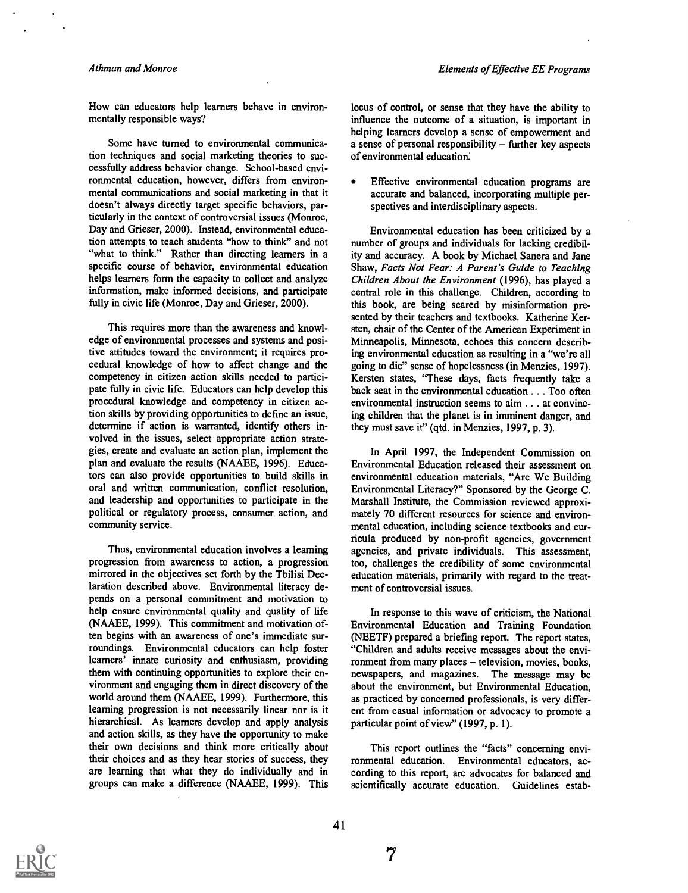How can educators help learners behave in environmentally responsible ways?

Some have turned to environmental communication techniques and social marketing theories to successfully address behavior change. School-based environmental education, however, differs from environmental communications and social marketing in that it doesn't always directly target specific behaviors, particularly in the context of controversial issues (Monroe, Day and Grieser, 2000). Instead, environmental education attempts to teach students "how to think" and not "what to think." Rather than directing learners in a specific course of behavior, environmental education helps learners form the capacity to collect and analyze information, make informed decisions, and participate fully in civic life (Monroe, Day and Grieser, 2000).

This requires more than the awareness and knowledge of environmental processes and systems and positive attitudes toward the environment; it requires procedural knowledge of how to affect change and the competency in citizen action skills needed to participate fully in civic life. Educators can help develop this procedural knowledge and competency in citizen action skills by providing opportunities to define an issue, determine if action is warranted, identify others involved in the issues, select appropriate action strategies, create and evaluate an action plan, implement the plan and evaluate the results (NAAEE, 1996). Educators can also provide opportunities to build skills in oral and written communication, conflict resolution, and leadership and opportunities to participate in the political or regulatory process, consumer action, and community service.

Thus, environmental education involves a learning progression from awareness to action, a progression mirrored in the objectives set forth by the Tbilisi Declaration described above. Environmental literacy depends on a personal commitment and motivation to help ensure environmental quality and quality of life (NAAEE, 1999). This commitment and motivation often begins with an awareness of one's immediate surroundings. Environmental educators can help foster learners' innate curiosity and enthusiasm, providing them with continuing opportunities to explore their environment and engaging them in direct discovery of the world around them (NAAEE, 1999). Furthermore, this learning progression is not necessarily linear nor is it hierarchical. As learners develop and apply analysis and action skills, as they have the opportunity to make their own decisions and think more critically about their choices and as they hear stories of success, they are learning that what they do individually and in groups can make a difference (NAAEE, 1999). This locus of control, or sense that they have the ability to influence the outcome of a situation, is important in helping learners develop a sense of empowerment and a sense of personal responsibility – further key aspects of environmental education.

- Effective environmental education programs are accurate and balanced, incorporating multiple perspectives and interdisciplinary aspects.

Environmental education has been criticized by a number of groups and individuals for lacking credibility and accuracy. A book by Michael Sanera and Jane Shaw, *Facts Not Fear: A Parent's Guide to Teaching Children About the Environment* (1996), has played a central role in this challenge. Children, according to this book, are being scared by misinformation presented by their teachers and textbooks. Katherine Kersten, chair of the Center of the American Experiment in Minneapolis, Minnesota, echoes this concern describing environmental education as resulting in a "we're all going to die" sense of hopelessness (in Menzies, 1997). Kersten states, "These days, facts frequently take a back seat in the environmental education . . . Too often environmental instruction seems to aim . . . at convincing children that the planet is in imminent danger, and they must save it" (qtd. in Menzies, 1997, p. 3).

In April 1997, the Independent Commission on Environmental Education released their assessment on environmental education materials, "Are We Building Environmental Literacy?" Sponsored by the George C. Marshall Institute, the Commission reviewed approximately 70 different resources for science and environmental education, including science textbooks and curricula produced by non-profit agencies, government agencies, and private individuals. This assessment, too, challenges the credibility of some environmental education materials, primarily with regard to the treatment of controversial issues.

In response to this wave of criticism, the National Environmental Education and Training Foundation (NEETF) prepared a briefing report. The report states, "Children and adults receive messages about the environment from many places – television, movies, books, newspapers, and magazines. The message may be about the environment, but Environmental Education, as practiced by concerned professionals, is very different from casual information or advocacy to promote a particular point of view" (1997, p. 1).

This report outlines the "facts" concerning environmental education. Environmental educators, according to this report, are advocates for balanced and scientifically accurate education. Guidelines estab-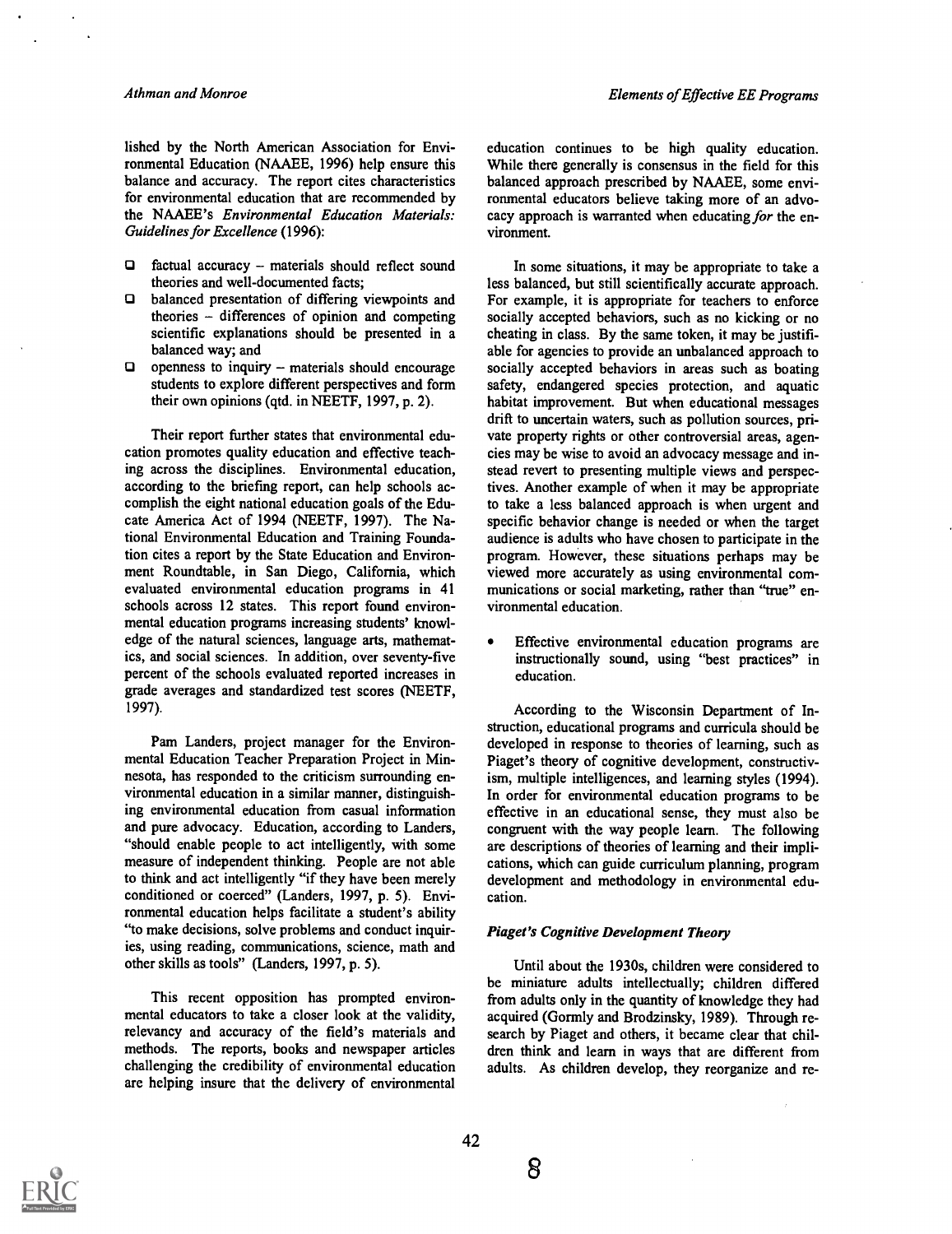lished by the North American Association for Environmental Education (NAAEE, 1996) help ensure this balance and accuracy. The report cites characteristics for environmental education that are recommended by the NAAEE's *Environmental Education Materials: Guidelines for Excellence* (1996):

- factual accuracy – materials should reflect sound theories and well-documented facts;
- balanced presentation of differing viewpoints and theories – differences of opinion and competing scientific explanations should be presented in a balanced way; and
- openness to inquiry – materials should encourage students to explore different perspectives and form their own opinions (qtd. in NEETF, 1997, p. 2).

Their report further states that environmental education promotes quality education and effective teaching across the disciplines. Environmental education, according to the briefing report, can help schools accomplish the eight national education goals of the Educate America Act of 1994 (NEETF, 1997). The National Environmental Education and Training Foundation cites a report by the State Education and Environment Roundtable, in San Diego, California, which evaluated environmental education programs in 41 schools across 12 states. This report found environmental education programs increasing students' knowledge of the natural sciences, language arts, mathematics, and social sciences. In addition, over seventy-five percent of the schools evaluated reported increases in grade averages and standardized test scores (NEETF, 1997).

Pam Landers, project manager for the Environmental Education Teacher Preparation Project in Minnesota, has responded to the criticism surrounding environmental education in a similar manner, distinguishing environmental education from casual information and pure advocacy. Education, according to Landers, "should enable people to act intelligently, with some measure of independent thinking. People are not able to think and act intelligently "if they have been merely conditioned or coerced" (Landers, 1997, p. 5). Environmental education helps facilitate a student's ability "to make decisions, solve problems and conduct inquiries, using reading, communications, science, math and other skills as tools" (Landers, 1997, p. 5).

This recent opposition has prompted environmental educators to take a closer look at the validity, relevancy and accuracy of the field's materials and methods. The reports, books and newspaper articles challenging the credibility of environmental education are helping insure that the delivery of environmental education continues to be high quality education. While there generally is consensus in the field for this balanced approach prescribed by NAAEE, some environmental educators believe taking more of an advocacy approach is warranted when educating *for* the environment.

In some situations, it may be appropriate to take a less balanced, but still scientifically accurate approach. For example, it is appropriate for teachers to enforce socially accepted behaviors, such as no kicking or no cheating in class. By the same token, it may be justifiable for agencies to provide an unbalanced approach to socially accepted behaviors in areas such as boating safety, endangered species protection, and aquatic habitat improvement. But when educational messages drift to uncertain waters, such as pollution sources, private property rights or other controversial areas, agencies may be wise to avoid an advocacy message and instead revert to presenting multiple views and perspectives. Another example of when it may be appropriate to take a less balanced approach is when urgent and specific behavior change is needed or when the target audience is adults who have chosen to participate in the program. However, these situations perhaps may be viewed more accurately as using environmental communications or social marketing, rather than "true" environmental education.

- Effective environmental education programs are instructionally sound, using "best practices" in education.

According to the Wisconsin Department of Instruction, educational programs and curricula should be developed in response to theories of learning, such as Piaget's theory of cognitive development, constructivism, multiple intelligences, and learning styles (1994). In order for environmental education programs to be effective in an educational sense, they must also be congruent with the way people learn. The following are descriptions of theories of learning and their implications, which can guide curriculum planning, program development and methodology in environmental education.

### *Piaget's Cognitive Development Theory*

Until about the 1930s, children were considered to be miniature adults intellectually; children differed from adults only in the quantity of knowledge they had acquired (Gormly and Brodzinsky, 1989). Through research by Piaget and others, it became clear that children think and learn in ways that are different from adults. As children develop, they reorganize and re-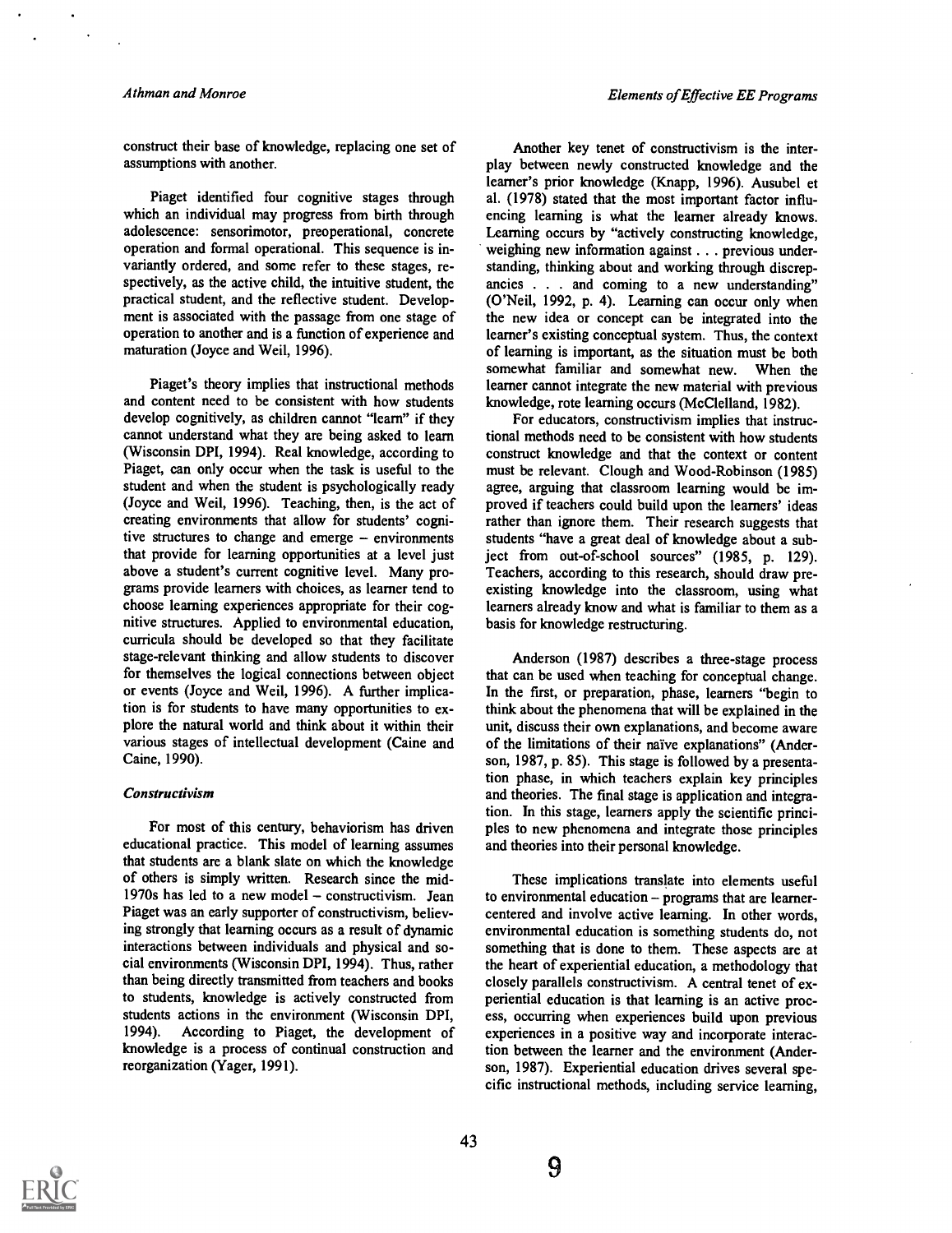construct their base of knowledge, replacing one set of assumptions with another.

Piaget identified four cognitive stages through which an individual may progress from birth through adolescence: sensorimotor, preoperational, concrete operation and formal operational. This sequence is invariantly ordered, and some refer to these stages, respectively, as the active child, the intuitive student, the practical student, and the reflective student. Development is associated with the passage from one stage of operation to another and is a function of experience and maturation (Joyce and Weil, 1996).

Piaget's theory implies that instructional methods and content need to be consistent with how students develop cognitively, as children cannot "learn" if they cannot understand what they are being asked to learn (Wisconsin DPI, 1994). Real knowledge, according to Piaget, can only occur when the task is useful to the student and when the student is psychologically ready (Joyce and Weil, 1996). Teaching, then, is the act of creating environments that allow for students' cognitive structures to change and emerge – environments that provide for learning opportunities at a level just above a student's current cognitive level. Many programs provide learners with choices, as learner tend to choose learning experiences appropriate for their cognitive structures. Applied to environmental education, curricula should be developed so that they facilitate stage-relevant thinking and allow students to discover for themselves the logical connections between object or events (Joyce and Weil, 1996). A further implication is for students to have many opportunities to explore the natural world and think about it within their various stages of intellectual development (Caine and Caine, 1990).

### *Constructivism*

For most of this century, behaviorism has driven educational practice. This model of learning assumes that students are a blank slate on which the knowledge of others is simply written. Research since the mid-1970s has led to a new model – constructivism. Jean Piaget was an early supporter of constructivism, believing strongly that learning occurs as a result of dynamic interactions between individuals and physical and social environments (Wisconsin DPI, 1994). Thus, rather than being directly transmitted from teachers and books to students, knowledge is actively constructed from students actions in the environment (Wisconsin DPI, 1994). According to Piaget, the development of knowledge is a process of continual construction and reorganization (Yager, 1991).

Another key tenet of constructivism is the interplay between newly constructed knowledge and the learner's prior knowledge (Knapp, 1996). Ausubel et al. (1978) stated that the most important factor influencing learning is what the learner already knows. Learning occurs by "actively constructing knowledge, weighing new information against . . . previous understanding, thinking about and working through discrepancies . . . and coming to a new understanding" (O'Neil, 1992, p. 4). Learning can occur only when the new idea or concept can be integrated into the learner's existing conceptual system. Thus, the context of learning is important, as the situation must be both somewhat familiar and somewhat new. When the learner cannot integrate the new material with previous knowledge, rote learning occurs (McClelland, 1982).

For educators, constructivism implies that instructional methods need to be consistent with how students construct knowledge and that the context or content must be relevant. Clough and Wood-Robinson (1985) agree, arguing that classroom learning would be improved if teachers could build upon the learners' ideas rather than ignore them. Their research suggests that students "have a great deal of knowledge about a subject from out-of-school sources" (1985, p. 129). Teachers, according to this research, should draw preexisting knowledge into the classroom, using what learners already know and what is familiar to them as a basis for knowledge restructuring.

Anderson (1987) describes a three-stage process that can be used when teaching for conceptual change. In the first, or preparation, phase, learners "begin to think about the phenomena that will be explained in the unit, discuss their own explanations, and become aware of the limitations of their naïve explanations" (Anderson, 1987, p. 85). This stage is followed by a presentation phase, in which teachers explain key principles and theories. The final stage is application and integration. In this stage, learners apply the scientific principles to new phenomena and integrate those principles and theories into their personal knowledge.

These implications translate into elements useful to environmental education – programs that are learner-centered and involve active learning. In other words, environmental education is something students do, not something that is done to them. These aspects are at the heart of experiential education, a methodology that closely parallels constructivism. A central tenet of experiential education is that learning is an active process, occurring when experiences build upon previous experiences in a positive way and incorporate interaction between the learner and the environment (Anderson, 1987). Experiential education drives several specific instructional methods, including service learning,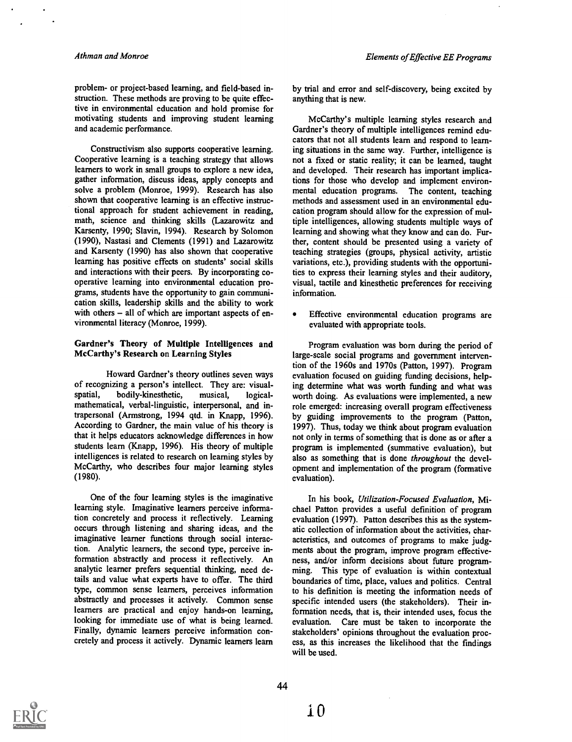problem- or project-based learning, and field-based instruction. These methods are proving to be quite effective in environmental education and hold promise for motivating students and improving student learning and academic performance.

Constructivism also supports cooperative learning. Cooperative learning is a teaching strategy that allows learners to work in small groups to explore a new idea, gather information, discuss ideas, apply concepts and solve a problem (Monroe, 1999). Research has also shown that cooperative learning is an effective instructional approach for student achievement in reading, math, science and thinking skills (Lazarowitz and Karsenty, 1990; Slavin, 1994). Research by Solomon (1990), Nastasi and Clements (1991) and Lazarowitz and Karsenty (1990) has also shown that cooperative learning has positive effects on students' social skills and interactions with their peers. By incorporating cooperative learning into environmental education programs, students have the opportunity to gain communication skills, leadership skills and the ability to work with others – all of which are important aspects of environmental literacy (Monroe, 1999).

### Gardner's Theory of Multiple Intelligences and McCarthy's Research on Learning Styles

Howard Gardner's theory outlines seven ways of recognizing a person's intellect. They are: visual-spatial, bodily-kinesthetic, musical, logical-mathematical, verbal-linguistic, interpersonal, and intrapersonal (Armstrong, 1994 qtd. in Knapp, 1996). According to Gardner, the main value of his theory is that it helps educators acknowledge differences in how students learn (Knapp, 1996). His theory of multiple intelligences is related to research on learning styles by McCarthy, who describes four major learning styles (1980).

One of the four learning styles is the imaginative learning style. Imaginative learners perceive information concretely and process it reflectively. Learning occurs through listening and sharing ideas, and the imaginative learner functions through social interaction. Analytic learners, the second type, perceive information abstractly and process it reflectively. An analytic learner prefers sequential thinking, need details and value what experts have to offer. The third type, common sense learners, perceives information abstractly and processes it actively. Common sense learners are practical and enjoy hands-on learning, looking for immediate use of what is being learned. Finally, dynamic learners perceive information concretely and process it actively. Dynamic learners learn by trial and error and self-discovery, being excited by anything that is new.

McCarthy's multiple learning styles research and Gardner's theory of multiple intelligences remind educators that not all students learn and respond to learning situations in the same way. Further, intelligence is not a fixed or static reality; it can be learned, taught and developed. Their research has important implications for those who develop and implement environmental education programs. The content, teaching methods and assessment used in an environmental education program should allow for the expression of multiple intelligences, allowing students multiple ways of learning and showing what they know and can do. Further, content should be presented using a variety of teaching strategies (groups, physical activity, artistic variations, etc.), providing students with the opportunities to express their learning styles and their auditory, visual, tactile and kinesthetic preferences for receiving information.

- Effective environmental education programs are evaluated with appropriate tools.

Program evaluation was born during the period of large-scale social programs and government intervention of the 1960s and 1970s (Patton, 1997). Program evaluation focused on guiding funding decisions, helping determine what was worth funding and what was worth doing. As evaluations were implemented, a new role emerged: increasing overall program effectiveness by guiding improvements to the program (Patton, 1997). Thus, today we think about program evaluation not only in terms of something that is done as or after a program is implemented (summative evaluation), but also as something that is done *throughout* the development and implementation of the program (formative evaluation).

In his book, *Utilization-Focused Evaluation*, Michael Patton provides a useful definition of program evaluation (1997). Patton describes this as the systematic collection of information about the activities, characteristics, and outcomes of programs to make judgments about the program, improve program effectiveness, and/or inform decisions about future programming. This type of evaluation is within contextual boundaries of time, place, values and politics. Central to his definition is meeting the information needs of specific intended users (the stakeholders). Their information needs, that is, their intended uses, focus the evaluation. Care must be taken to incorporate the stakeholders' opinions throughout the evaluation process, as this increases the likelihood that the findings will be used.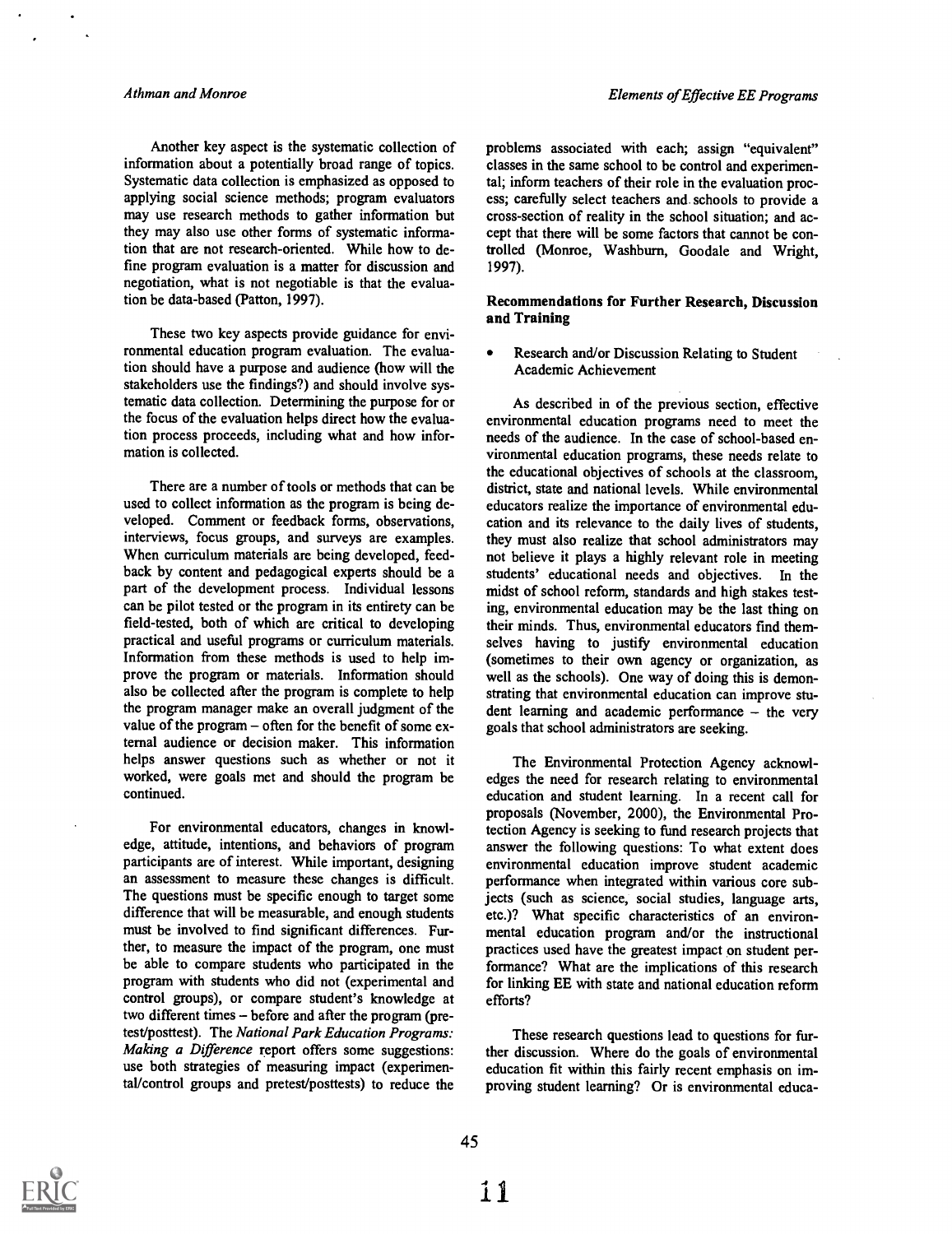Another key aspect is the systematic collection of information about a potentially broad range of topics. Systematic data collection is emphasized as opposed to applying social science methods; program evaluators may use research methods to gather information but they may also use other forms of systematic information that are not research-oriented. While how to define program evaluation is a matter for discussion and negotiation, what is not negotiable is that the evaluation be data-based (Patton, 1997).

These two key aspects provide guidance for environmental education program evaluation. The evaluation should have a purpose and audience (how will the stakeholders use the findings?) and should involve systematic data collection. Determining the purpose for or the focus of the evaluation helps direct how the evaluation process proceeds, including what and how information is collected.

There are a number of tools or methods that can be used to collect information as the program is being developed. Comment or feedback forms, observations, interviews, focus groups, and surveys are examples. When curriculum materials are being developed, feedback by content and pedagogical experts should be a part of the development process. Individual lessons can be pilot tested or the program in its entirety can be field-tested, both of which are critical to developing practical and useful programs or curriculum materials. Information from these methods is used to help improve the program or materials. Information should also be collected after the program is complete to help the program manager make an overall judgment of the value of the program – often for the benefit of some external audience or decision maker. This information helps answer questions such as whether or not it worked, were goals met and should the program be continued.

For environmental educators, changes in knowledge, attitude, intentions, and behaviors of program participants are of interest. While important, designing an assessment to measure these changes is difficult. The questions must be specific enough to target some difference that will be measurable, and enough students must be involved to find significant differences. Further, to measure the impact of the program, one must be able to compare students who participated in the program with students who did not (experimental and control groups), or compare student's knowledge at two different times – before and after the program (pretest/posttest). The *National Park Education Programs: Making a Difference* report offers some suggestions: use both strategies of measuring impact (experimental/control groups and pretest/posttests) to reduce the problems associated with each; assign "equivalent" classes in the same school to be control and experimental; inform teachers of their role in the evaluation process; carefully select teachers and schools to provide a cross-section of reality in the school situation; and accept that there will be some factors that cannot be controlled (Monroe, Washburn, Goodale and Wright, 1997).

## Recommendations for Further Research, Discussion and Training

- Research and/or Discussion Relating to Student Academic Achievement

As described in of the previous section, effective environmental education programs need to meet the needs of the audience. In the case of school-based environmental education programs, these needs relate to the educational objectives of schools at the classroom, district, state and national levels. While environmental educators realize the importance of environmental education and its relevance to the daily lives of students, they must also realize that school administrators may not believe it plays a highly relevant role in meeting students' educational needs and objectives. In the midst of school reform, standards and high stakes testing, environmental education may be the last thing on their minds. Thus, environmental educators find themselves having to justify environmental education (sometimes to their own agency or organization, as well as the schools). One way of doing this is demonstrating that environmental education can improve student learning and academic performance – the very goals that school administrators are seeking.

The Environmental Protection Agency acknowledges the need for research relating to environmental education and student learning. In a recent call for proposals (November, 2000), the Environmental Protection Agency is seeking to fund research projects that answer the following questions: To what extent does environmental education improve student academic performance when integrated within various core subjects (such as science, social studies, language arts, etc.)? What specific characteristics of an environmental education program and/or the instructional practices used have the greatest impact on student performance? What are the implications of this research for linking EE with state and national education reform efforts?

These research questions lead to questions for further discussion. Where do the goals of environmental education fit within this fairly recent emphasis on improving student learning? Or is environmental educa-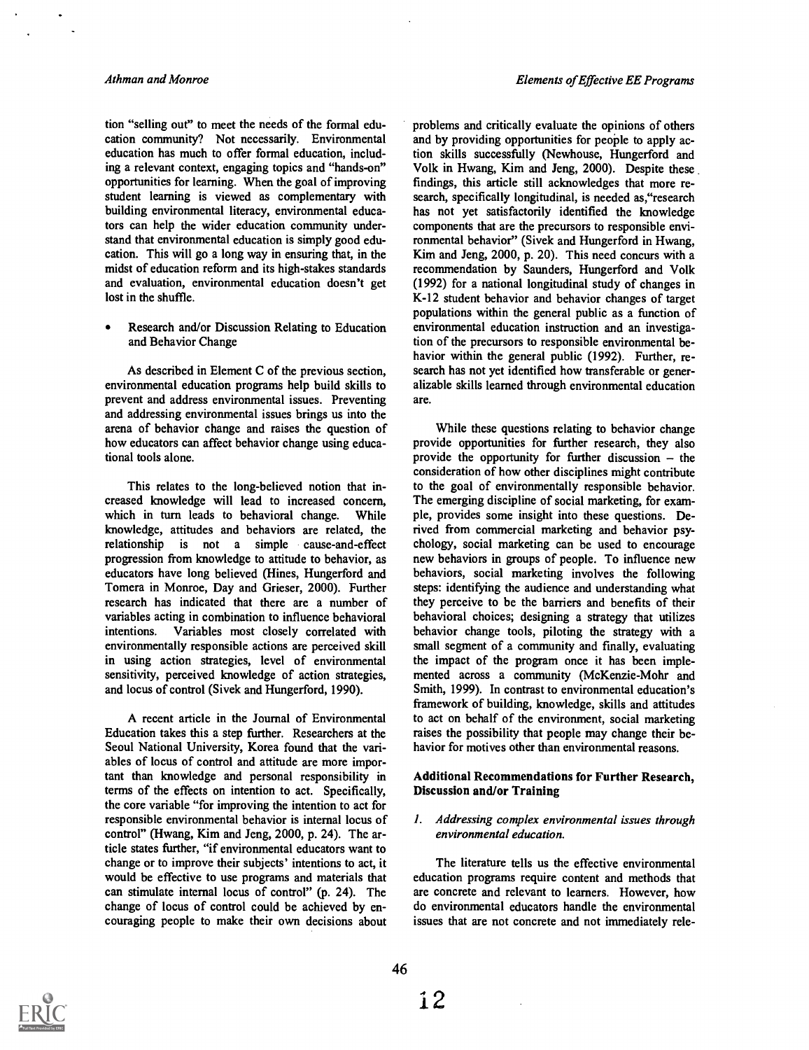tion "selling out" to meet the needs of the formal education community? Not necessarily. Environmental education has much to offer formal education, including a relevant context, engaging topics and "hands-on" opportunities for learning. When the goal of improving student learning is viewed as complementary with building environmental literacy, environmental educators can help the wider education community understand that environmental education is simply good education. This will go a long way in ensuring that, in the midst of education reform and its high-stakes standards and evaluation, environmental education doesn't get lost in the shuffle.

- Research and/or Discussion Relating to Education and Behavior Change

As described in Element C of the previous section, environmental education programs help build skills to prevent and address environmental issues. Preventing and addressing environmental issues brings us into the arena of behavior change and raises the question of how educators can affect behavior change using educational tools alone.

This relates to the long-believed notion that increased knowledge will lead to increased concern, which in turn leads to behavioral change. While knowledge, attitudes and behaviors are related, the relationship is not a simple cause-and-effect progression from knowledge to attitude to behavior, as educators have long believed (Hines, Hungerford and Tomera in Monroe, Day and Grieser, 2000). Further research has indicated that there are a number of variables acting in combination to influence behavioral intentions. Variables most closely correlated with environmentally responsible actions are perceived skill in using action strategies, level of environmental sensitivity, perceived knowledge of action strategies, and locus of control (Sivek and Hungerford, 1990).

A recent article in the Journal of Environmental Education takes this a step further. Researchers at the Seoul National University, Korea found that the variables of locus of control and attitude are more important than knowledge and personal responsibility in terms of the effects on intention to act. Specifically, the core variable "for improving the intention to act for responsible environmental behavior is internal locus of control" (Hwang, Kim and Jeng, 2000, p. 24). The article states further, "if environmental educators want to change or to improve their subjects' intentions to act, it would be effective to use programs and materials that can stimulate internal locus of control" (p. 24). The change of locus of control could be achieved by encouraging people to make their own decisions about problems and critically evaluate the opinions of others and by providing opportunities for people to apply action skills successfully (Newhouse, Hungerford and Volk in Hwang, Kim and Jeng, 2000). Despite these findings, this article still acknowledges that more research, specifically longitudinal, is needed as,"research has not yet satisfactorily identified the knowledge components that are the precursors to responsible environmental behavior" (Sivek and Hungerford in Hwang, Kim and Jeng, 2000, p. 20). This need concurs with a recommendation by Saunders, Hungerford and Volk (1992) for a national longitudinal study of changes in K-12 student behavior and behavior changes of target populations within the general public as a function of environmental education instruction and an investigation of the precursors to responsible environmental behavior within the general public (1992). Further, research has not yet identified how transferable or generalizable skills learned through environmental education are.

While these questions relating to behavior change provide opportunities for further research, they also provide the opportunity for further discussion – the consideration of how other disciplines might contribute to the goal of environmentally responsible behavior. The emerging discipline of social marketing, for example, provides some insight into these questions. Derived from commercial marketing and behavior psychology, social marketing can be used to encourage new behaviors in groups of people. To influence new behaviors, social marketing involves the following steps: identifying the audience and understanding what they perceive to be the barriers and benefits of their behavioral choices; designing a strategy that utilizes behavior change tools, piloting the strategy with a small segment of a community and finally, evaluating the impact of the program once it has been implemented across a community (McKenzie-Mohr and Smith, 1999). In contrast to environmental education's framework of building, knowledge, skills and attitudes to act on behalf of the environment, social marketing raises the possibility that people may change their behavior for motives other than environmental reasons.

### Additional Recommendations for Further Research, Discussion and/or Training

*1. Addressing complex environmental issues through environmental education.*

The literature tells us the effective environmental education programs require content and methods that are concrete and relevant to learners. However, how do environmental educators handle the environmental issues that are not concrete and not immediately rele-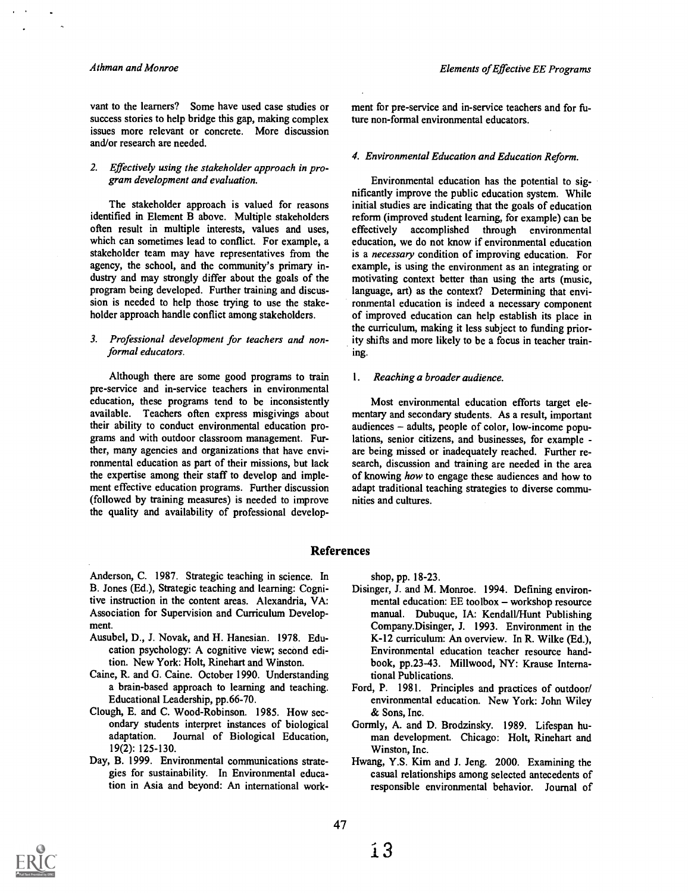vant to the learners? Some have used case studies or success stories to help bridge this gap, making complex issues more relevant or concrete. More discussion and/or research are needed.

*2. Effectively using the stakeholder approach in program development and evaluation.*

The stakeholder approach is valued for reasons identified in Element B above. Multiple stakeholders often result in multiple interests, values and uses, which can sometimes lead to conflict. For example, a stakeholder team may have representatives from the agency, the school, and the community's primary industry and may strongly differ about the goals of the program being developed. Further training and discussion is needed to help those trying to use the stakeholder approach handle conflict among stakeholders.

*3. Professional development for teachers and non-formal educators.*

Although there are some good programs to train pre-service and in-service teachers in environmental education, these programs tend to be inconsistently available. Teachers often express misgivings about their ability to conduct environmental education programs and with outdoor classroom management. Further, many agencies and organizations that have environmental education as part of their missions, but lack the expertise among their staff to develop and implement effective education programs. Further discussion (followed by training measures) is needed to improve the quality and availability of professional development for pre-service and in-service teachers and for future non-formal environmental educators.

*4. Environmental Education and Education Reform.*

Environmental education has the potential to significantly improve the public education system. While initial studies are indicating that the goals of education reform (improved student learning, for example) can be effectively accomplished through environmental education, we do not know if environmental education is a *necessary* condition of improving education. For example, is using the environment as an integrating or motivating context better than using the arts (music, language, art) as the context? Determining that environmental education is indeed a necessary component of improved education can help establish its place in the curriculum, making it less subject to funding priority shifts and more likely to be a focus in teacher training.

1. *Reaching a broader audience.*

Most environmental education efforts target elementary and secondary students. As a result, important audiences – adults, people of color, low-income populations, senior citizens, and businesses, for example - are being missed or inadequately reached. Further research, discussion and training are needed in the area of knowing *how* to engage these audiences and how to adapt traditional teaching strategies to diverse communities and cultures.

## References

Anderson, C. 1987. Strategic teaching in science. In B. Jones (Ed.), Strategic teaching and learning: Cognitive instruction in the content areas. Alexandria, VA: Association for Supervision and Curriculum Development.

Ausubel, D., J. Novak, and H. Hanesian. 1978. Education psychology: A cognitive view; second edition. New York: Holt, Rinehart and Winston.

Caine, R. and G. Caine. October 1990. Understanding a brain-based approach to learning and teaching. Educational Leadership, pp.66-70.

Clough, E. and C. Wood-Robinson. 1985. How secondary students interpret instances of biological adaptation. Journal of Biological Education, 19(2): 125-130.

Day, B. 1999. Environmental communications strategies for sustainability. In Environmental education in Asia and beyond: An international workshop, pp. 18-23.

Disinger, J. and M. Monroe. 1994. Defining environmental education: EE toolbox – workshop resource manual. Dubuque, IA: Kendall/Hunt Publishing Company.Disinger, J. 1993. Environment in the K-12 curriculum: An overview. In R. Wilke (Ed.), Environmental education teacher resource handbook, pp.23-43. Millwood, NY: Krause International Publications.

Ford, P. 1981. Principles and practices of outdoor/environmental education. New York: John Wiley & Sons, Inc.

Gormly, A. and D. Brodzinsky. 1989. Lifespan human development. Chicago: Holt, Rinehart and Winston, Inc.

Hwang, Y.S. Kim and J. Jeng. 2000. Examining the casual relationships among selected antecedents of responsible environmental behavior. Journal of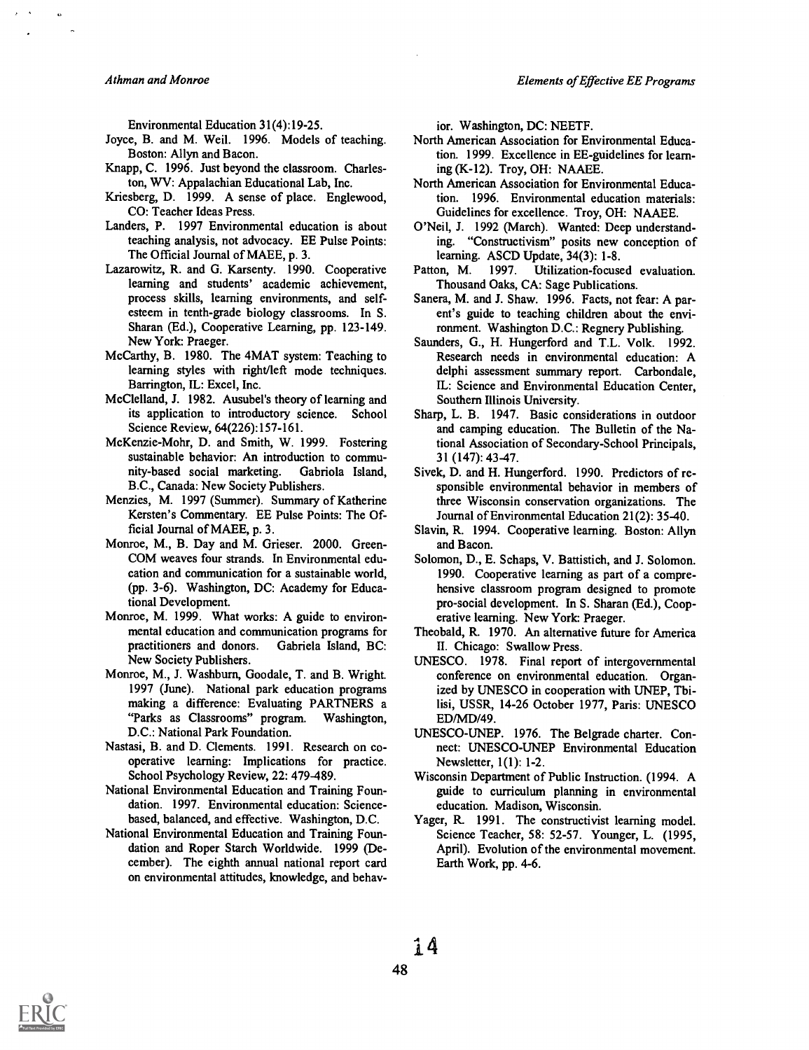Environmental Education 31(4):19-25.

Joyce, B. and M. Weil. 1996. Models of teaching. Boston: Allyn and Bacon.

Knapp, C. 1996. Just beyond the classroom. Charleston, WV: Appalachian Educational Lab, Inc.

Kriesberg, D. 1999. A sense of place. Englewood, CO: Teacher Ideas Press.

Landers, P. 1997 Environmental education is about teaching analysis, not advocacy. EE Pulse Points: The Official Journal of MAEE, p. 3.

Lazarowitz, R. and G. Karsenty. 1990. Cooperative learning and students' academic achievement, process skills, learning environments, and self-esteem in tenth-grade biology classrooms. In S. Sharan (Ed.), Cooperative Learning, pp. 123-149. New York: Praeger.

McCarthy, B. 1980. The 4MAT system: Teaching to learning styles with right/left mode techniques. Barrington, IL: Excel, Inc.

McClelland, J. 1982. Ausubel's theory of learning and its application to introductory science. School Science Review, 64(226):157-161.

McKenzie-Mohr, D. and Smith, W. 1999. Fostering sustainable behavior: An introduction to community-based social marketing. Gabriola Island, B.C., Canada: New Society Publishers.

Menzies, M. 1997 (Summer). Summary of Katherine Kersten's Commentary. EE Pulse Points: The Official Journal of MAEE, p. 3.

Monroe, M., B. Day and M. Grieser. 2000. GreenCOM weaves four strands. In Environmental education and communication for a sustainable world, (pp. 3-6). Washington, DC: Academy for Educational Development.

Monroe, M. 1999. What works: A guide to environmental education and communication programs for practitioners and donors. Gabriela Island, BC: New Society Publishers.

Monroe, M., J. Washburn, Goodale, T. and B. Wright. 1997 (June). National park education programs making a difference: Evaluating PARTNERS a "Parks as Classrooms" program. Washington, D.C.: National Park Foundation.

Nastasi, B. and D. Clements. 1991. Research on cooperative learning: Implications for practice. School Psychology Review, 22: 479-489.

National Environmental Education and Training Foundation. 1997. Environmental education: Science-based, balanced, and effective. Washington, D.C.

National Environmental Education and Training Foundation and Roper Starch Worldwide. 1999 (December). The eighth annual national report card on environmental attitudes, knowledge, and behavior. Washington, DC: NEETF.

North American Association for Environmental Education. 1999. Excellence in EE-guidelines for learning (K-12). Troy, OH: NAAEE.

North American Association for Environmental Education. 1996. Environmental education materials: Guidelines for excellence. Troy, OH: NAAEE.

O'Neil, J. 1992 (March). Wanted: Deep understanding. "Constructivism" posits new conception of learning. ASCD Update, 34(3): 1-8.

Patton, M. 1997. Utilization-focused evaluation. Thousand Oaks, CA: Sage Publications.

Sanera, M. and J. Shaw. 1996. Facts, not fear: A parent's guide to teaching children about the environment. Washington D.C.: Regnery Publishing.

Saunders, G., H. Hungerford and T.L. Volk. 1992. Research needs in environmental education: A delphi assessment summary report. Carbondale, IL: Science and Environmental Education Center, Southern Illinois University.

Sharp, L. B. 1947. Basic considerations in outdoor and camping education. The Bulletin of the National Association of Secondary-School Principals, 31 (147): 43-47.

Sivek, D. and H. Hungerford. 1990. Predictors of responsible environmental behavior in members of three Wisconsin conservation organizations. The Journal of Environmental Education 21(2): 35-40.

Slavin, R. 1994. Cooperative learning. Boston: Allyn and Bacon.

Solomon, D., E. Schaps, V. Battistich, and J. Solomon. 1990. Cooperative learning as part of a comprehensive classroom program designed to promote pro-social development. In S. Sharan (Ed.), Cooperative learning. New York: Praeger.

Theobald, R. 1970. An alternative future for America II. Chicago: Swallow Press.

UNESCO. 1978. Final report of intergovernmental conference on environmental education. Organized by UNESCO in cooperation with UNEP, Tbilisi, USSR, 14-26 October 1977, Paris: UNESCO ED/MD/49.

UNESCO-UNEP. 1976. The Belgrade charter. Connect: UNESCO-UNEP Environmental Education Newsletter, 1(1): 1-2.

Wisconsin Department of Public Instruction. (1994. A guide to curriculum planning in environmental education. Madison, Wisconsin.

Yager, R. 1991. The constructivist learning model. Science Teacher, 58: 52-57. Younger, L. (1995, April). Evolution of the environmental movement. Earth Work, pp. 4-6.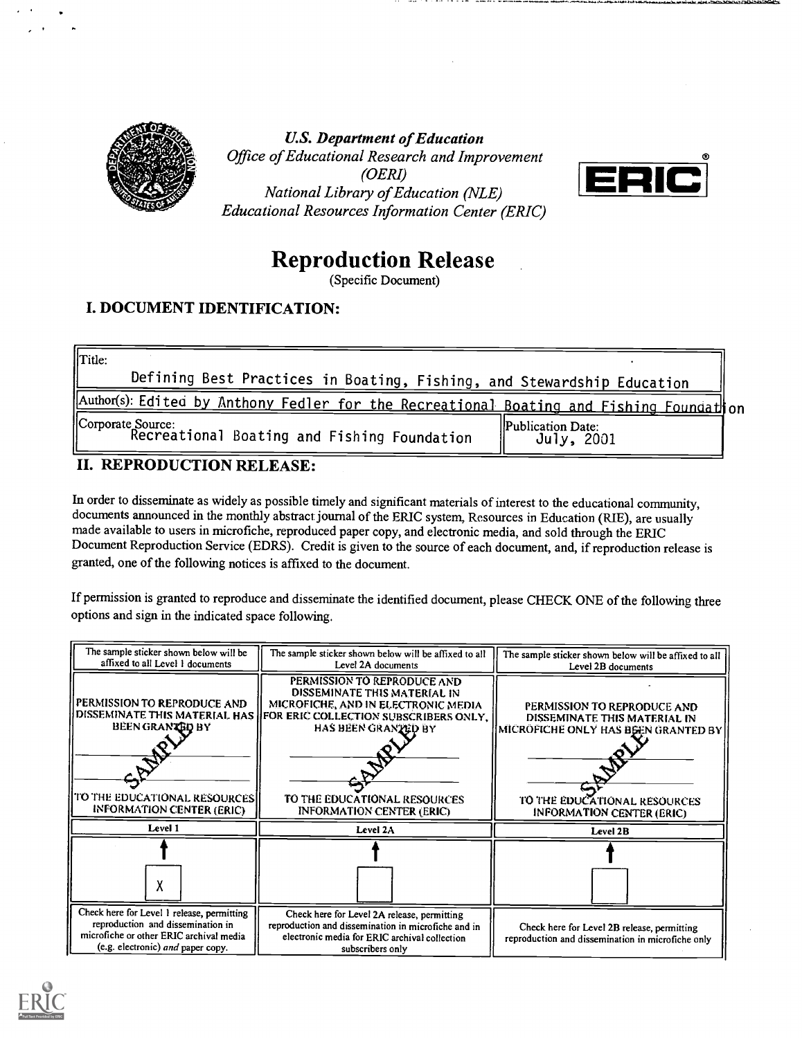*U.S. Department of Education*
*Office of Educational Research and Improvement (OERI)*
*National Library of Education (NLE)*
*Educational Resources Information Center (ERIC)*

ERIC®

# Reproduction Release

(Specific Document)

## I. DOCUMENT IDENTIFICATION:

| | |
|---|---|
| Title: Defining Best Practices in Boating, Fishing, and Stewardship Education | |
| Author(s): Edited by Anthony Fedler for the Recreational Boating and Fishing Foundation | |
| Corporate Source: Recreational Boating and Fishing Foundation | Publication Date: July, 2001 |

## II. REPRODUCTION RELEASE:

In order to disseminate as widely as possible timely and significant materials of interest to the educational community, documents announced in the monthly abstract journal of the ERIC system, Resources in Education (RIE), are usually made available to users in microfiche, reproduced paper copy, and electronic media, and sold through the ERIC Document Reproduction Service (EDRS). Credit is given to the source of each document, and, if reproduction release is granted, one of the following notices is affixed to the document.

If permission is granted to reproduce and disseminate the identified document, please CHECK ONE of the following three options and sign in the indicated space following.

| The sample sticker shown below will be affixed to all Level 1 documents | The sample sticker shown below will be affixed to all Level 2A documents | The sample sticker shown below will be affixed to all Level 2B documents |
|---|---|---|
| PERMISSION TO REPRODUCE AND DISSEMINATE THIS MATERIAL HAS BEEN GRANTED BY SAMPLE TO THE EDUCATIONAL RESOURCES INFORMATION CENTER (ERIC) | PERMISSION TO REPRODUCE AND DISSEMINATE THIS MATERIAL IN MICROFICHE, AND IN ELECTRONIC MEDIA FOR ERIC COLLECTION SUBSCRIBERS ONLY, HAS BEEN GRANTED BY SAMPLE TO THE EDUCATIONAL RESOURCES INFORMATION CENTER (ERIC) | PERMISSION TO REPRODUCE AND DISSEMINATE THIS MATERIAL IN MICROFICHE ONLY HAS BEEN GRANTED BY SAMPLE TO THE EDUCATIONAL RESOURCES INFORMATION CENTER (ERIC) |
| Level 1 | Level 2A | Level 2B |
| X | | |
| Check here for Level 1 release, permitting reproduction and dissemination in microfiche or other ERIC archival media (e.g. electronic) *and* paper copy. | Check here for Level 2A release, permitting reproduction and dissemination in microfiche and in electronic media for ERIC archival collection subscribers only | Check here for Level 2B release, permitting reproduction and dissemination in microfiche only |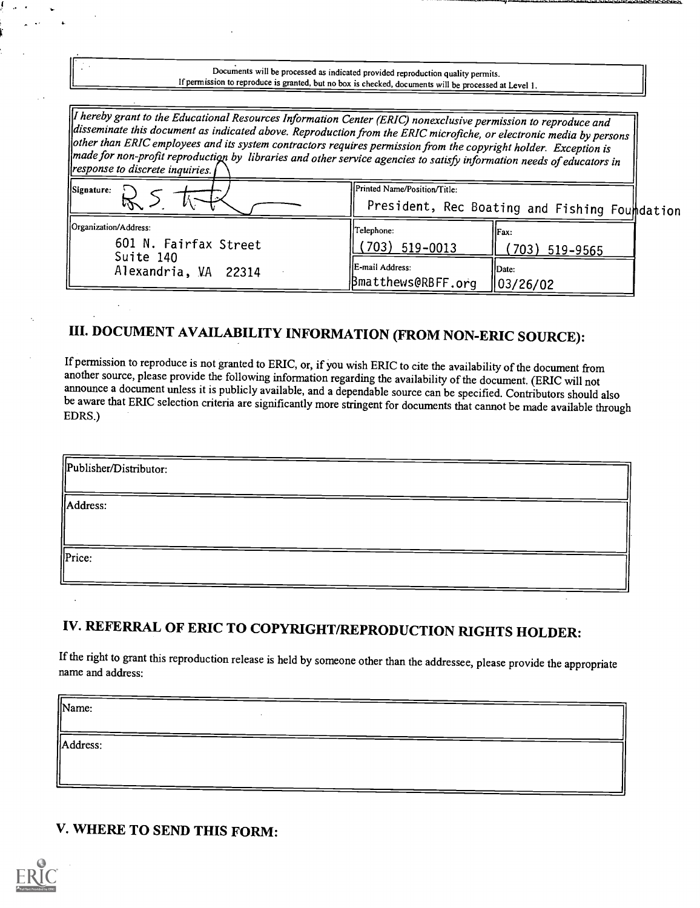Documents will be processed as indicated provided reproduction quality permits.
If permission to reproduce is granted, but no box is checked, documents will be processed at Level 1.

*I hereby grant to the Educational Resources Information Center (ERIC) nonexclusive permission to reproduce and disseminate this document as indicated above. Reproduction from the ERIC microfiche, or electronic media by persons other than ERIC employees and its system contractors requires permission from the copyright holder. Exception is made for non-profit reproduction by libraries and other service agencies to satisfy information needs of educators in response to discrete inquiries.*

| | | |
|---|---|---|
| Signature: RS | Printed Name/Position/Title: President, Rec Boating and Fishing Foundation | |
| Organization/Address: 601 N. Fairfax Street Suite 140 Alexandria, VA 22314 | Telephone: (703) 519-0013 | Fax: (703) 519-9565 |
| | E-mail Address: Bmatthews@RBFF.org | Date: 03/26/02 |

## III. DOCUMENT AVAILABILITY INFORMATION (FROM NON-ERIC SOURCE):

If permission to reproduce is not granted to ERIC, or, if you wish ERIC to cite the availability of the document from another source, please provide the following information regarding the availability of the document. (ERIC will not announce a document unless it is publicly available, and a dependable source can be specified. Contributors should also be aware that ERIC selection criteria are significantly more stringent for documents that cannot be made available through EDRS.)

| |
|---|
| Publisher/Distributor: |
| Address: |
| Price: |

## IV. REFERRAL OF ERIC TO COPYRIGHT/REPRODUCTION RIGHTS HOLDER:

If the right to grant this reproduction release is held by someone other than the addressee, please provide the appropriate name and address:

| |
|---|
| Name: |
| Address: |

## V. WHERE TO SEND THIS FORM: